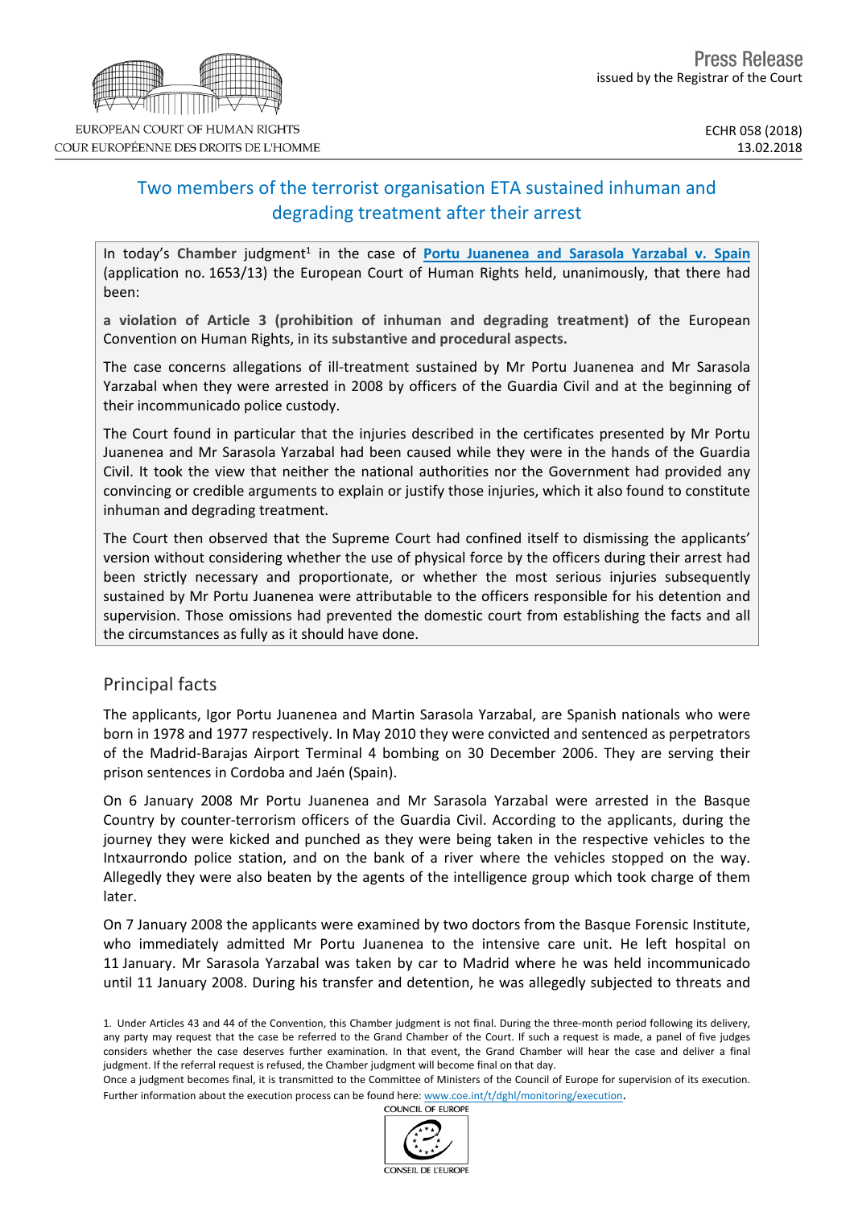Press Release
issued by the Registrar of the Court

ECHR 058 (2018)
13.02.2018

# Two members of the terrorist organisation ETA sustained inhuman and degrading treatment after their arrest

In today's **Chamber** judgment[1] in the case of **Portu Juanenea and Sarasola Yarzabal v. Spain** (application no. 1653/13) the European Court of Human Rights held, unanimously, that there had been:

**a violation of Article 3 (prohibition of inhuman and degrading treatment)** of the European Convention on Human Rights, in its **substantive and procedural aspects.**

The case concerns allegations of ill-treatment sustained by Mr Portu Juanenea and Mr Sarasola Yarzabal when they were arrested in 2008 by officers of the Guardia Civil and at the beginning of their incommunicado police custody.

The Court found in particular that the injuries described in the certificates presented by Mr Portu Juanenea and Mr Sarasola Yarzabal had been caused while they were in the hands of the Guardia Civil. It took the view that neither the national authorities nor the Government had provided any convincing or credible arguments to explain or justify those injuries, which it also found to constitute inhuman and degrading treatment.

The Court then observed that the Supreme Court had confined itself to dismissing the applicants' version without considering whether the use of physical force by the officers during their arrest had been strictly necessary and proportionate, or whether the most serious injuries subsequently sustained by Mr Portu Juanenea were attributable to the officers responsible for his detention and supervision. Those omissions had prevented the domestic court from establishing the facts and all the circumstances as fully as it should have done.

## Principal facts

The applicants, Igor Portu Juanenea and Martin Sarasola Yarzabal, are Spanish nationals who were born in 1978 and 1977 respectively. In May 2010 they were convicted and sentenced as perpetrators of the Madrid-Barajas Airport Terminal 4 bombing on 30 December 2006. They are serving their prison sentences in Cordoba and Jaén (Spain).

On 6 January 2008 Mr Portu Juanenea and Mr Sarasola Yarzabal were arrested in the Basque Country by counter-terrorism officers of the Guardia Civil. According to the applicants, during the journey they were kicked and punched as they were being taken in the respective vehicles to the Intxaurrondo police station, and on the bank of a river where the vehicles stopped on the way. Allegedly they were also beaten by the agents of the intelligence group which took charge of them later.

On 7 January 2008 the applicants were examined by two doctors from the Basque Forensic Institute, who immediately admitted Mr Portu Juanenea to the intensive care unit. He left hospital on 11 January. Mr Sarasola Yarzabal was taken by car to Madrid where he was held incommunicado until 11 January 2008. During his transfer and detention, he was allegedly subjected to threats and

1. Under Articles 43 and 44 of the Convention, this Chamber judgment is not final. During the three-month period following its delivery, any party may request that the case be referred to the Grand Chamber of the Court. If such a request is made, a panel of five judges considers whether the case deserves further examination. In that event, the Grand Chamber will hear the case and deliver a final judgment. If the referral request is refused, the Chamber judgment will become final on that day.
Once a judgment becomes final, it is transmitted to the Committee of Ministers of the Council of Europe for supervision of its execution. Further information about the execution process can be found here: www.coe.int/t/dghl/monitoring/execution.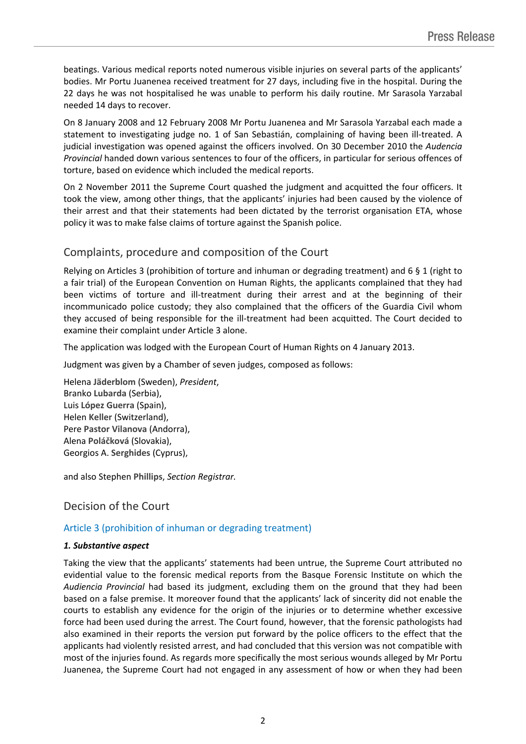beatings. Various medical reports noted numerous visible injuries on several parts of the applicants' bodies. Mr Portu Juanenea received treatment for 27 days, including five in the hospital. During the 22 days he was not hospitalised he was unable to perform his daily routine. Mr Sarasola Yarzabal needed 14 days to recover.

On 8 January 2008 and 12 February 2008 Mr Portu Juanenea and Mr Sarasola Yarzabal each made a statement to investigating judge no. 1 of San Sebastián, complaining of having been ill-treated. A judicial investigation was opened against the officers involved. On 30 December 2010 the *Audencia Provincial* handed down various sentences to four of the officers, in particular for serious offences of torture, based on evidence which included the medical reports.

On 2 November 2011 the Supreme Court quashed the judgment and acquitted the four officers. It took the view, among other things, that the applicants' injuries had been caused by the violence of their arrest and that their statements had been dictated by the terrorist organisation ETA, whose policy it was to make false claims of torture against the Spanish police.

## Complaints, procedure and composition of the Court

Relying on Articles 3 (prohibition of torture and inhuman or degrading treatment) and 6 § 1 (right to a fair trial) of the European Convention on Human Rights, the applicants complained that they had been victims of torture and ill-treatment during their arrest and at the beginning of their incommunicado police custody; they also complained that the officers of the Guardia Civil whom they accused of being responsible for the ill-treatment had been acquitted. The Court decided to examine their complaint under Article 3 alone.

The application was lodged with the European Court of Human Rights on 4 January 2013.

Judgment was given by a Chamber of seven judges, composed as follows:

Helena **Jäderblom** (Sweden), *President*,
Branko **Lubarda** (Serbia),
Luis **López Guerra** (Spain),
Helen **Keller** (Switzerland),
Pere **Pastor Vilanova** (Andorra),
Alena **Poláčková** (Slovakia),
Georgios A. **Serghides** (Cyprus),

and also Stephen **Phillips**, *Section Registrar.*

## Decision of the Court

### Article 3 (prohibition of inhuman or degrading treatment)

***1. Substantive aspect***

Taking the view that the applicants' statements had been untrue, the Supreme Court attributed no evidential value to the forensic medical reports from the Basque Forensic Institute on which the *Audiencia Provincial* had based its judgment, excluding them on the ground that they had been based on a false premise. It moreover found that the applicants' lack of sincerity did not enable the courts to establish any evidence for the origin of the injuries or to determine whether excessive force had been used during the arrest. The Court found, however, that the forensic pathologists had also examined in their reports the version put forward by the police officers to the effect that the applicants had violently resisted arrest, and had concluded that this version was not compatible with most of the injuries found. As regards more specifically the most serious wounds alleged by Mr Portu Juanenea, the Supreme Court had not engaged in any assessment of how or when they had been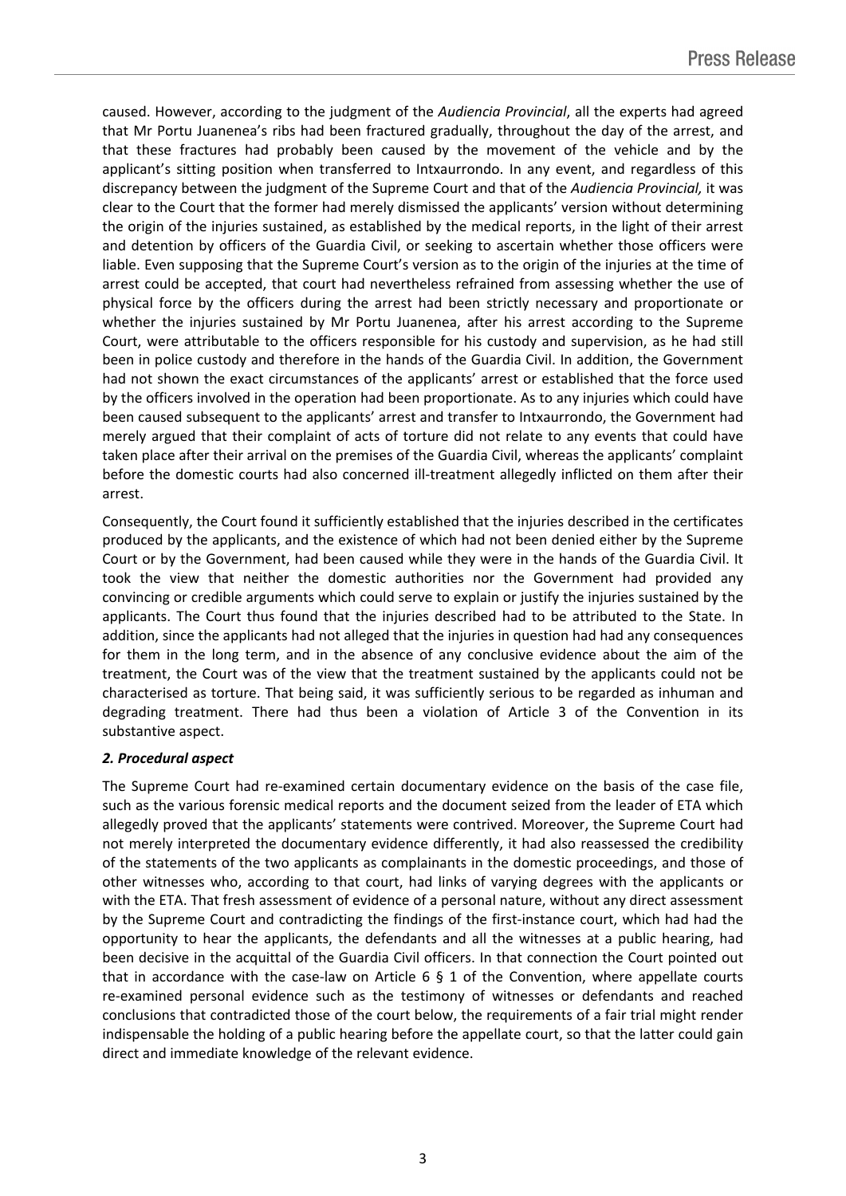caused. However, according to the judgment of the *Audiencia Provincial*, all the experts had agreed that Mr Portu Juanenea's ribs had been fractured gradually, throughout the day of the arrest, and that these fractures had probably been caused by the movement of the vehicle and by the applicant's sitting position when transferred to Intxaurrondo. In any event, and regardless of this discrepancy between the judgment of the Supreme Court and that of the *Audiencia Provincial,* it was clear to the Court that the former had merely dismissed the applicants' version without determining the origin of the injuries sustained, as established by the medical reports, in the light of their arrest and detention by officers of the Guardia Civil, or seeking to ascertain whether those officers were liable. Even supposing that the Supreme Court's version as to the origin of the injuries at the time of arrest could be accepted, that court had nevertheless refrained from assessing whether the use of physical force by the officers during the arrest had been strictly necessary and proportionate or whether the injuries sustained by Mr Portu Juanenea, after his arrest according to the Supreme Court, were attributable to the officers responsible for his custody and supervision, as he had still been in police custody and therefore in the hands of the Guardia Civil. In addition, the Government had not shown the exact circumstances of the applicants' arrest or established that the force used by the officers involved in the operation had been proportionate. As to any injuries which could have been caused subsequent to the applicants' arrest and transfer to Intxaurrondo, the Government had merely argued that their complaint of acts of torture did not relate to any events that could have taken place after their arrival on the premises of the Guardia Civil, whereas the applicants' complaint before the domestic courts had also concerned ill-treatment allegedly inflicted on them after their arrest.

Consequently, the Court found it sufficiently established that the injuries described in the certificates produced by the applicants, and the existence of which had not been denied either by the Supreme Court or by the Government, had been caused while they were in the hands of the Guardia Civil. It took the view that neither the domestic authorities nor the Government had provided any convincing or credible arguments which could serve to explain or justify the injuries sustained by the applicants. The Court thus found that the injuries described had to be attributed to the State. In addition, since the applicants had not alleged that the injuries in question had had any consequences for them in the long term, and in the absence of any conclusive evidence about the aim of the treatment, the Court was of the view that the treatment sustained by the applicants could not be characterised as torture. That being said, it was sufficiently serious to be regarded as inhuman and degrading treatment. There had thus been a violation of Article 3 of the Convention in its substantive aspect.

### *2. Procedural aspect*

The Supreme Court had re-examined certain documentary evidence on the basis of the case file, such as the various forensic medical reports and the document seized from the leader of ETA which allegedly proved that the applicants' statements were contrived. Moreover, the Supreme Court had not merely interpreted the documentary evidence differently, it had also reassessed the credibility of the statements of the two applicants as complainants in the domestic proceedings, and those of other witnesses who, according to that court, had links of varying degrees with the applicants or with the ETA. That fresh assessment of evidence of a personal nature, without any direct assessment by the Supreme Court and contradicting the findings of the first-instance court, which had had the opportunity to hear the applicants, the defendants and all the witnesses at a public hearing, had been decisive in the acquittal of the Guardia Civil officers. In that connection the Court pointed out that in accordance with the case-law on Article 6 § 1 of the Convention, where appellate courts re-examined personal evidence such as the testimony of witnesses or defendants and reached conclusions that contradicted those of the court below, the requirements of a fair trial might render indispensable the holding of a public hearing before the appellate court, so that the latter could gain direct and immediate knowledge of the relevant evidence.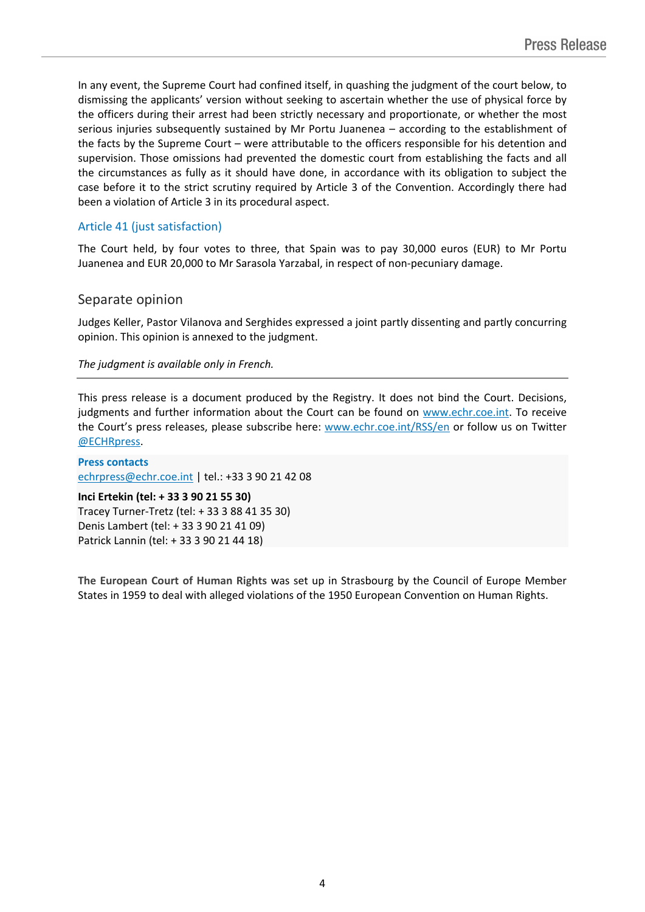In any event, the Supreme Court had confined itself, in quashing the judgment of the court below, to dismissing the applicants' version without seeking to ascertain whether the use of physical force by the officers during their arrest had been strictly necessary and proportionate, or whether the most serious injuries subsequently sustained by Mr Portu Juanenea – according to the establishment of the facts by the Supreme Court – were attributable to the officers responsible for his detention and supervision. Those omissions had prevented the domestic court from establishing the facts and all the circumstances as fully as it should have done, in accordance with its obligation to subject the case before it to the strict scrutiny required by Article 3 of the Convention. Accordingly there had been a violation of Article 3 in its procedural aspect.

### Article 41 (just satisfaction)

The Court held, by four votes to three, that Spain was to pay 30,000 euros (EUR) to Mr Portu Juanenea and EUR 20,000 to Mr Sarasola Yarzabal, in respect of non-pecuniary damage.

## Separate opinion

Judges Keller, Pastor Vilanova and Serghides expressed a joint partly dissenting and partly concurring opinion. This opinion is annexed to the judgment.

*The judgment is available only in French.*

---

This press release is a document produced by the Registry. It does not bind the Court. Decisions, judgments and further information about the Court can be found on www.echr.coe.int. To receive the Court's press releases, please subscribe here: www.echr.coe.int/RSS/en or follow us on Twitter @ECHRpress.

**Press contacts**
echrpress@echr.coe.int | tel.: +33 3 90 21 42 08

**Inci Ertekin (tel: + 33 3 90 21 55 30)**
Tracey Turner-Tretz (tel: + 33 3 88 41 35 30)
Denis Lambert (tel: + 33 3 90 21 41 09)
Patrick Lannin (tel: + 33 3 90 21 44 18)

**The European Court of Human Rights** was set up in Strasbourg by the Council of Europe Member States in 1959 to deal with alleged violations of the 1950 European Convention on Human Rights.